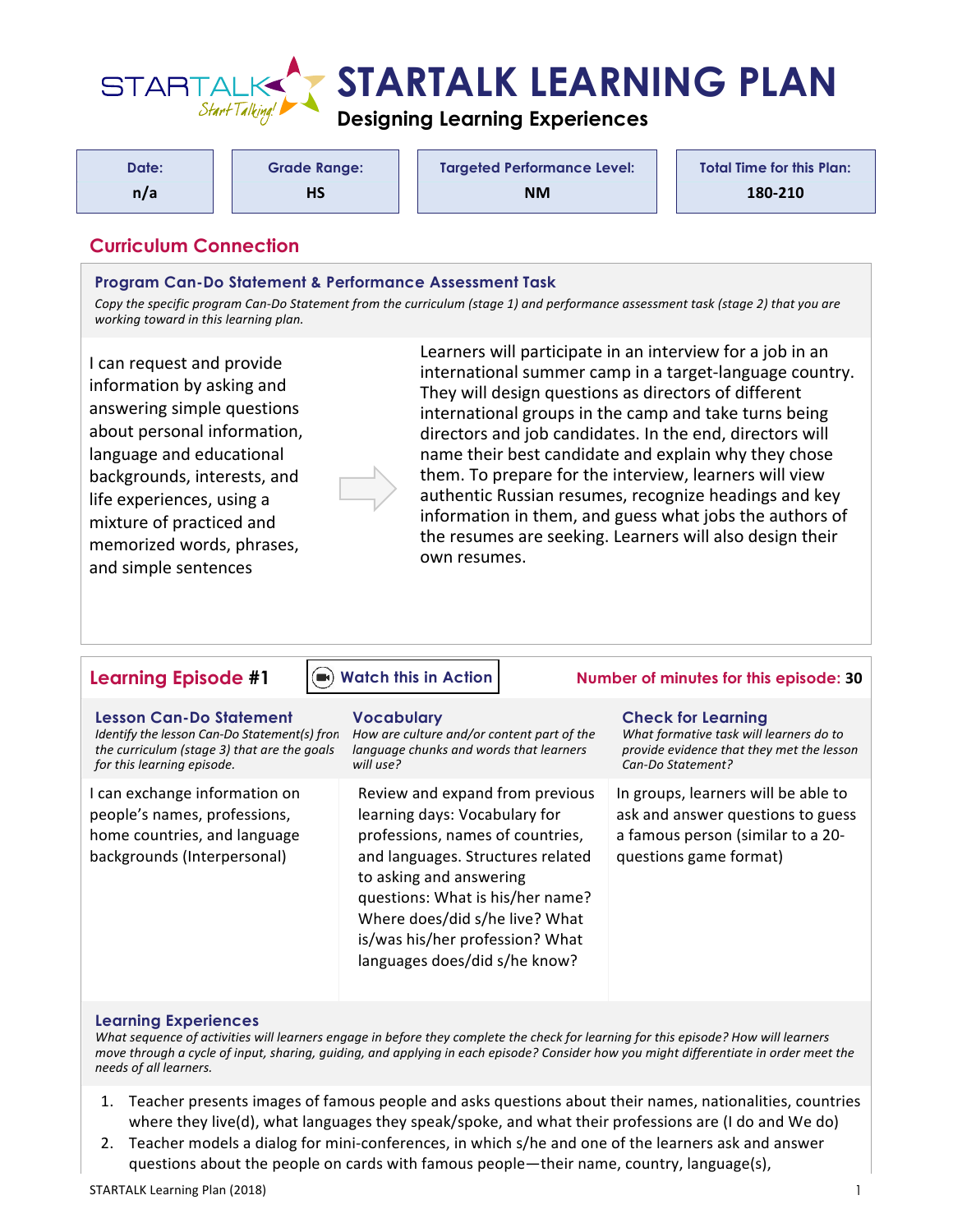# STARTALK LEARNING PLAN

**Designing Learning Experiences**

| Date: | Grade Range: | Targeted Performance Level: | Total Time for this Plan: |
|---|---|---|---|
| n/a | HS | NM | 180-210 |

## Curriculum Connection

### Program Can-Do Statement & Performance Assessment Task

*Copy the specific program Can-Do Statement from the curriculum (stage 1) and performance assessment task (stage 2) that you are working toward in this learning plan.*

| Program Can-Do Statement | | Performance Assessment Task |
|---|---|---|
| I can request and provide information by asking and answering simple questions about personal information, language and educational backgrounds, interests, and life experiences, using a mixture of practiced and memorized words, phrases, and simple sentences | → | Learners will participate in an interview for a job in an international summer camp in a target-language country. They will design questions as directors of different international groups in the camp and take turns being directors and job candidates. In the end, directors will name their best candidate and explain why they chose them. To prepare for the interview, learners will view authentic Russian resumes, recognize headings and key information in them, and guess what jobs the authors of the resumes are seeking. Learners will also design their own resumes. |

## Learning Episode #1

Watch this in Action

**Number of minutes for this episode: 30**

| Lesson Can-Do Statement | Vocabulary | Check for Learning |
|---|---|---|
| *Identify the lesson Can-Do Statement(s) from the curriculum (stage 3) that are the goals for this learning episode.* | *How are culture and/or content part of the language chunks and words that learners will use?* | *What formative task will learners do to provide evidence that they met the lesson Can-Do Statement?* |
| I can exchange information on people's names, professions, home countries, and language backgrounds (Interpersonal) | Review and expand from previous learning days: Vocabulary for professions, names of countries, and languages. Structures related to asking and answering questions: What is his/her name? Where does/did s/he live? What is/was his/her profession? What languages does/did s/he know? | In groups, learners will be able to ask and answer questions to guess a famous person (similar to a 20-questions game format) |

### Learning Experiences

*What sequence of activities will learners engage in before they complete the check for learning for this episode? How will learners move through a cycle of input, sharing, guiding, and applying in each episode? Consider how you might differentiate in order meet the needs of all learners.*

1. Teacher presents images of famous people and asks questions about their names, nationalities, countries where they live(d), what languages they speak/spoke, and what their professions are (I do and We do)
2. Teacher models a dialog for mini-conferences, in which s/he and one of the learners ask and answer questions about the people on cards with famous people—their name, country, language(s),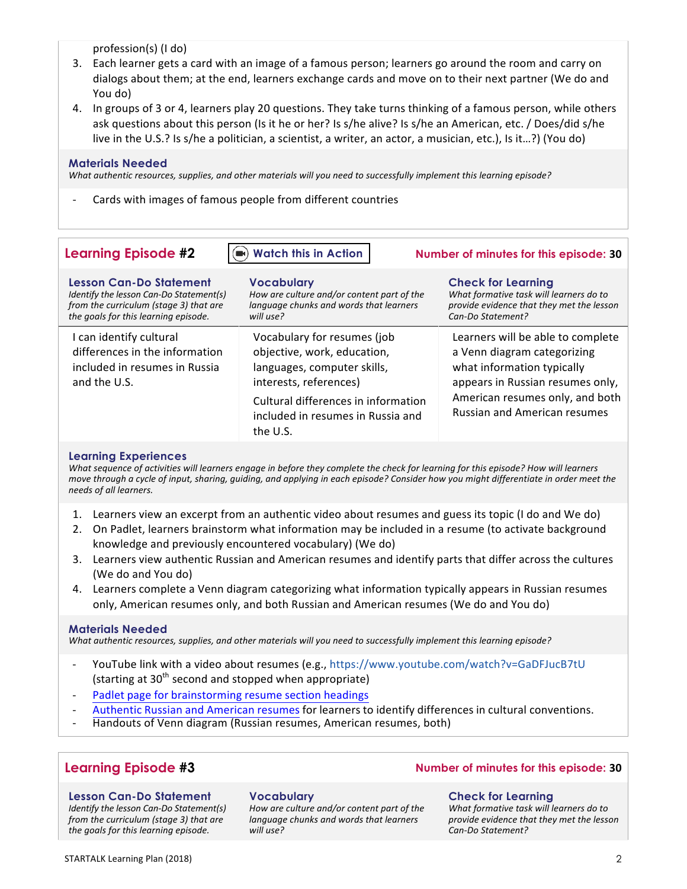profession(s) (I do)

3. Each learner gets a card with an image of a famous person; learners go around the room and carry on dialogs about them; at the end, learners exchange cards and move on to their next partner (We do and You do)
4. In groups of 3 or 4, learners play 20 questions. They take turns thinking of a famous person, while others ask questions about this person (Is it he or her? Is s/he alive? Is s/he an American, etc. / Does/did s/he live in the U.S.? Is s/he a politician, a scientist, a writer, an actor, a musician, etc.), Is it…?) (You do)

### Materials Needed

*What authentic resources, supplies, and other materials will you need to successfully implement this learning episode?*

- Cards with images of famous people from different countries

## Learning Episode #2

Watch this in Action

**Number of minutes for this episode: 30**

| Lesson Can-Do Statement | Vocabulary | Check for Learning |
|---|---|---|
| *Identify the lesson Can-Do Statement(s) from the curriculum (stage 3) that are the goals for this learning episode.* | *How are culture and/or content part of the language chunks and words that learners will use?* | *What formative task will learners do to provide evidence that they met the lesson Can-Do Statement?* |
| I can identify cultural differences in the information included in resumes in Russia and the U.S. | Vocabulary for resumes (job objective, work, education, languages, computer skills, interests, references)<br>Cultural differences in information included in resumes in Russia and the U.S. | Learners will be able to complete a Venn diagram categorizing what information typically appears in Russian resumes only, American resumes only, and both Russian and American resumes |

### Learning Experiences

*What sequence of activities will learners engage in before they complete the check for learning for this episode? How will learners move through a cycle of input, sharing, guiding, and applying in each episode? Consider how you might differentiate in order meet the needs of all learners.*

1. Learners view an excerpt from an authentic video about resumes and guess its topic (I do and We do)
2. On Padlet, learners brainstorm what information may be included in a resume (to activate background knowledge and previously encountered vocabulary) (We do)
3. Learners view authentic Russian and American resumes and identify parts that differ across the cultures (We do and You do)
4. Learners complete a Venn diagram categorizing what information typically appears in Russian resumes only, American resumes only, and both Russian and American resumes (We do and You do)

### Materials Needed

*What authentic resources, supplies, and other materials will you need to successfully implement this learning episode?*

- YouTube link with a video about resumes (e.g., https://www.youtube.com/watch?v=GaDFJucB7tU (starting at 30th second and stopped when appropriate)
- Padlet page for brainstorming resume section headings
- Authentic Russian and American resumes for learners to identify differences in cultural conventions.
- Handouts of Venn diagram (Russian resumes, American resumes, both)

## Learning Episode #3

**Number of minutes for this episode: 30**

| Lesson Can-Do Statement | Vocabulary | Check for Learning |
|---|---|---|
| *Identify the lesson Can-Do Statement(s) from the curriculum (stage 3) that are the goals for this learning episode.* | *How are culture and/or content part of the language chunks and words that learners will use?* | *What formative task will learners do to provide evidence that they met the lesson Can-Do Statement?* |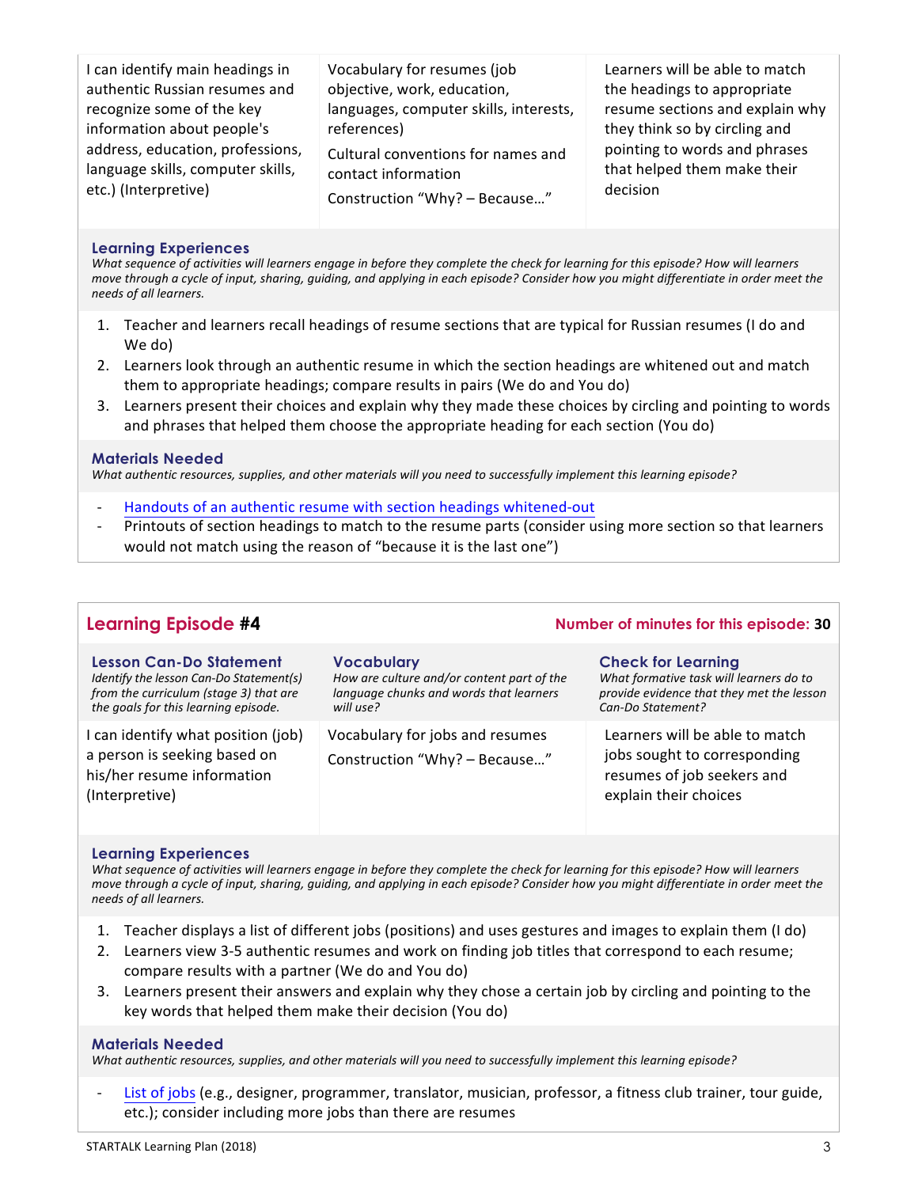| I can identify main headings in authentic Russian resumes and recognize some of the key information about people's address, education, professions, language skills, computer skills, etc.) (Interpretive) | Vocabulary for resumes (job objective, work, education, languages, computer skills, interests, references)<br><br>Cultural conventions for names and contact information<br><br>Construction "Why? – Because…" | Learners will be able to match the headings to appropriate resume sections and explain why they think so by circling and pointing to words and phrases that helped them make their decision |
|---|---|---|

### Learning Experiences

*What sequence of activities will learners engage in before they complete the check for learning for this episode? How will learners move through a cycle of input, sharing, guiding, and applying in each episode? Consider how you might differentiate in order meet the needs of all learners.*

1. Teacher and learners recall headings of resume sections that are typical for Russian resumes (I do and We do)
2. Learners look through an authentic resume in which the section headings are whitened out and match them to appropriate headings; compare results in pairs (We do and You do)
3. Learners present their choices and explain why they made these choices by circling and pointing to words and phrases that helped them choose the appropriate heading for each section (You do)

### Materials Needed

*What authentic resources, supplies, and other materials will you need to successfully implement this learning episode?*

- Handouts of an authentic resume with section headings whitened-out
- Printouts of section headings to match to the resume parts (consider using more section so that learners would not match using the reason of "because it is the last one")

## Learning Episode #4

**Number of minutes for this episode: 30**

| Lesson Can-Do Statement<br>*Identify the lesson Can-Do Statement(s) from the curriculum (stage 3) that are the goals for this learning episode.* | Vocabulary<br>*How are culture and/or content part of the language chunks and words that learners will use?* | Check for Learning<br>*What formative task will learners do to provide evidence that they met the lesson Can-Do Statement?* |
|---|---|---|
| I can identify what position (job) a person is seeking based on his/her resume information (Interpretive) | Vocabulary for jobs and resumes<br><br>Construction "Why? – Because…" | Learners will be able to match jobs sought to corresponding resumes of job seekers and explain their choices |

### Learning Experiences

*What sequence of activities will learners engage in before they complete the check for learning for this episode? How will learners move through a cycle of input, sharing, guiding, and applying in each episode? Consider how you might differentiate in order meet the needs of all learners.*

1. Teacher displays a list of different jobs (positions) and uses gestures and images to explain them (I do)
2. Learners view 3-5 authentic resumes and work on finding job titles that correspond to each resume; compare results with a partner (We do and You do)
3. Learners present their answers and explain why they chose a certain job by circling and pointing to the key words that helped them make their decision (You do)

### Materials Needed

*What authentic resources, supplies, and other materials will you need to successfully implement this learning episode?*

- List of jobs (e.g., designer, programmer, translator, musician, professor, a fitness club trainer, tour guide, etc.); consider including more jobs than there are resumes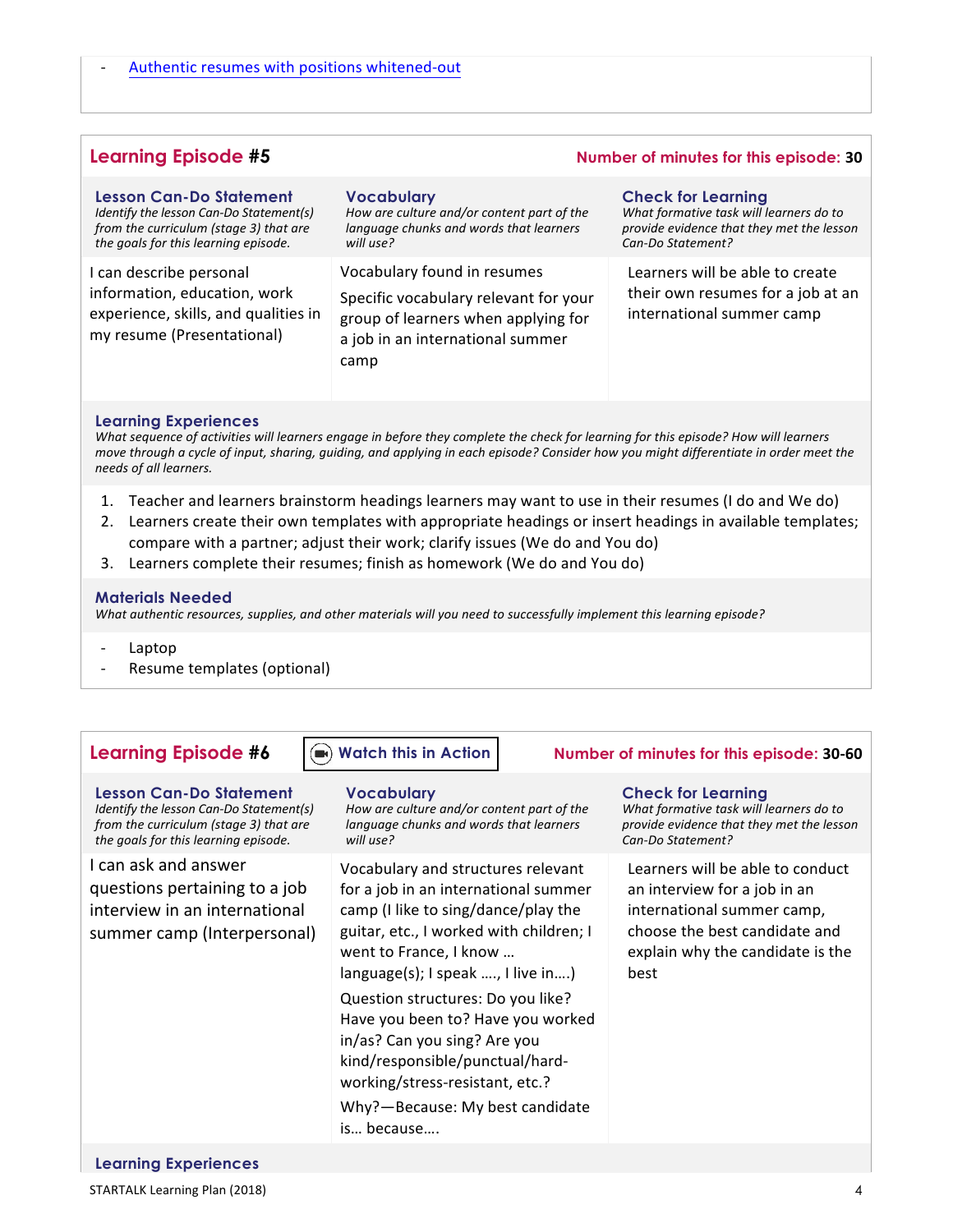- Authentic resumes with positions whitened-out

## Learning Episode #5

**Number of minutes for this episode: 30**

| Lesson Can-Do Statement<br>*Identify the lesson Can-Do Statement(s) from the curriculum (stage 3) that are the goals for this learning episode.* | Vocabulary<br>*How are culture and/or content part of the language chunks and words that learners will use?* | Check for Learning<br>*What formative task will learners do to provide evidence that they met the lesson Can-Do Statement?* |
|---|---|---|
| I can describe personal information, education, work experience, skills, and qualities in my resume (Presentational) | Vocabulary found in resumes<br><br>Specific vocabulary relevant for your group of learners when applying for a job in an international summer camp | Learners will be able to create their own resumes for a job at an international summer camp |

### Learning Experiences

*What sequence of activities will learners engage in before they complete the check for learning for this episode? How will learners move through a cycle of input, sharing, guiding, and applying in each episode? Consider how you might differentiate in order meet the needs of all learners.*

1. Teacher and learners brainstorm headings learners may want to use in their resumes (I do and We do)
2. Learners create their own templates with appropriate headings or insert headings in available templates; compare with a partner; adjust their work; clarify issues (We do and You do)
3. Learners complete their resumes; finish as homework (We do and You do)

### Materials Needed

*What authentic resources, supplies, and other materials will you need to successfully implement this learning episode?*

- Laptop
- Resume templates (optional)

## Learning Episode #6

Watch this in Action

**Number of minutes for this episode: 30-60**

| Lesson Can-Do Statement<br>*Identify the lesson Can-Do Statement(s) from the curriculum (stage 3) that are the goals for this learning episode.* | Vocabulary<br>*How are culture and/or content part of the language chunks and words that learners will use?* | Check for Learning<br>*What formative task will learners do to provide evidence that they met the lesson Can-Do Statement?* |
|---|---|---|
| I can ask and answer questions pertaining to a job interview in an international summer camp (Interpersonal) | Vocabulary and structures relevant for a job in an international summer camp (I like to sing/dance/play the guitar, etc., I worked with children; I went to France, I know … language(s); I speak …., I live in….)<br><br>Question structures: Do you like? Have you been to? Have you worked in/as? Can you sing? Are you kind/responsible/punctual/hard-working/stress-resistant, etc.?<br><br>Why?—Because: My best candidate is… because…. | Learners will be able to conduct an interview for a job in an international summer camp, choose the best candidate and explain why the candidate is the best |

### Learning Experiences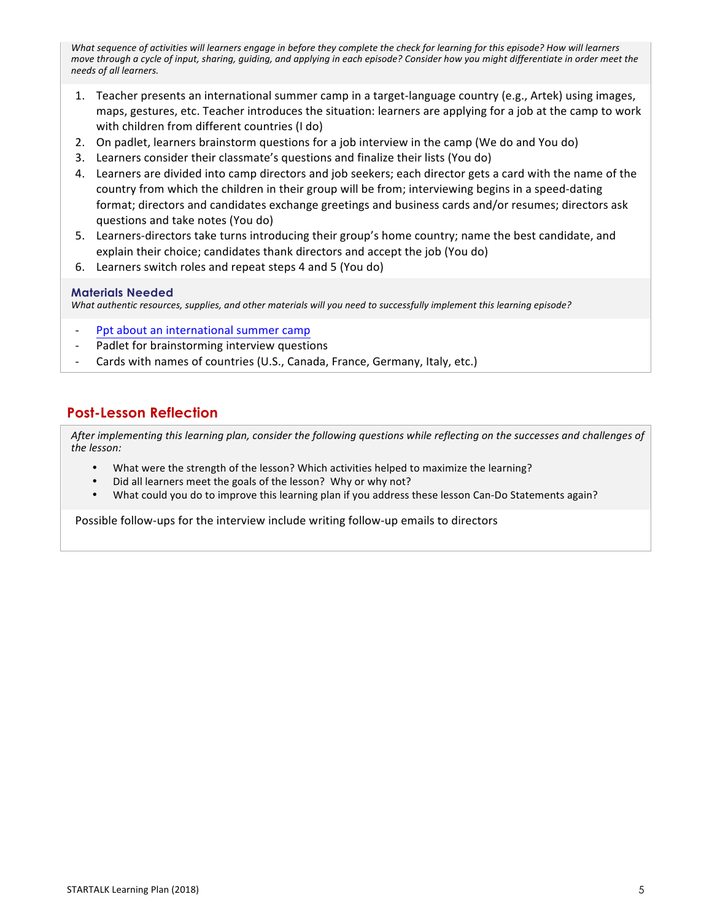*What sequence of activities will learners engage in before they complete the check for learning for this episode? How will learners move through a cycle of input, sharing, guiding, and applying in each episode? Consider how you might differentiate in order meet the needs of all learners.*

1. Teacher presents an international summer camp in a target-language country (e.g., Artek) using images, maps, gestures, etc. Teacher introduces the situation: learners are applying for a job at the camp to work with children from different countries (I do)
2. On padlet, learners brainstorm questions for a job interview in the camp (We do and You do)
3. Learners consider their classmate's questions and finalize their lists (You do)
4. Learners are divided into camp directors and job seekers; each director gets a card with the name of the country from which the children in their group will be from; interviewing begins in a speed-dating format; directors and candidates exchange greetings and business cards and/or resumes; directors ask questions and take notes (You do)
5. Learners-directors take turns introducing their group's home country; name the best candidate, and explain their choice; candidates thank directors and accept the job (You do)
6. Learners switch roles and repeat steps 4 and 5 (You do)

### Materials Needed

*What authentic resources, supplies, and other materials will you need to successfully implement this learning episode?*

- Ppt about an international summer camp
- Padlet for brainstorming interview questions
- Cards with names of countries (U.S., Canada, France, Germany, Italy, etc.)

## Post-Lesson Reflection

*After implementing this learning plan, consider the following questions while reflecting on the successes and challenges of the lesson:*

- What were the strength of the lesson? Which activities helped to maximize the learning?
- Did all learners meet the goals of the lesson? Why or why not?
- What could you do to improve this learning plan if you address these lesson Can-Do Statements again?

Possible follow-ups for the interview include writing follow-up emails to directors